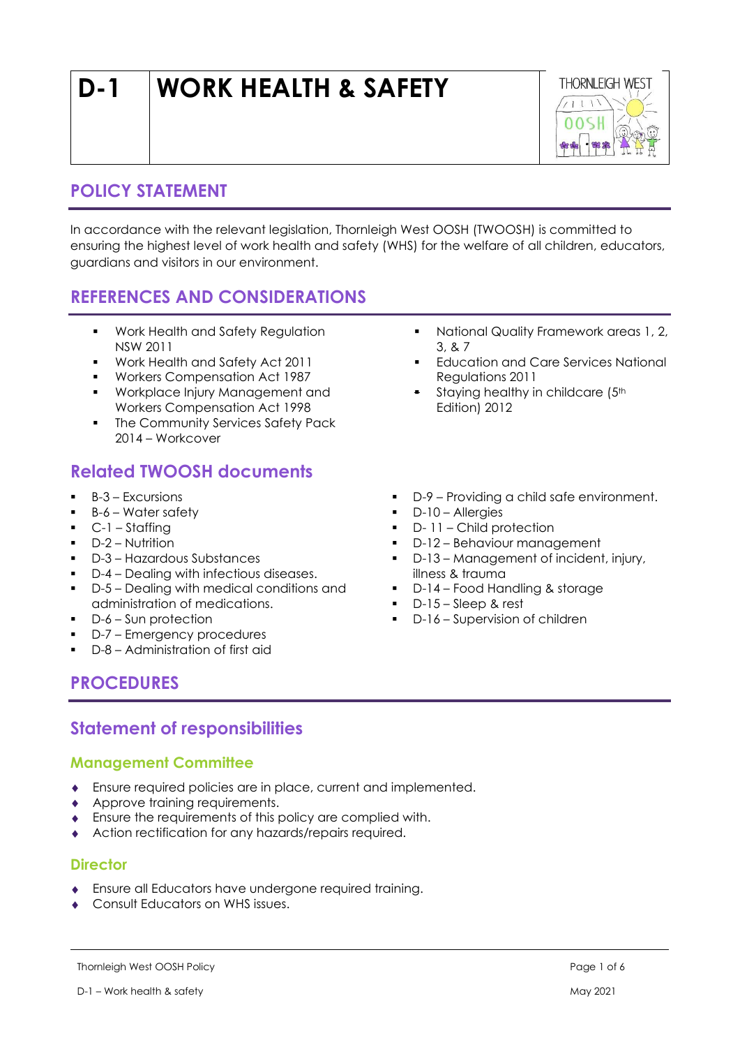# D-1 WORK HEALTH & SAFETY

## POLICY STATEMENT

In accordance with the relevant legislation, Thornleigh West OOSH (TWOOSH) is committed to ensuring the highest level of work health and safety (WHS) for the welfare of all children, educators, guardians and visitors in our environment.

## REFERENCES AND CONSIDERATIONS

- Work Health and Safety Regulation NSW 2011
- Work Health and Safety Act 2011
- Workers Compensation Act 1987
- Workplace Injury Management and Workers Compensation Act 1998
- The Community Services Safety Pack 2014 – Workcover
- National Quality Framework areas 1, 2, 3, & 7
- Education and Care Services National Regulations 2011
- Staying healthy in childcare (5th Edition) 2012

## Related TWOOSH documents

- B-3 – Excursions
- B-6 – Water safety
- C-1 – Staffing
- D-2 – Nutrition
- D-3 – Hazardous Substances
- D-4 – Dealing with infectious diseases.
- D-5 – Dealing with medical conditions and administration of medications.
- D-6 – Sun protection
- D-7 – Emergency procedures
- D-8 – Administration of first aid
- D-9 – Providing a child safe environment.
- D-10 – Allergies
- D- 11 – Child protection
- D-12 – Behaviour management
- D-13 – Management of incident, injury, illness & trauma
- D-14 – Food Handling & storage
- D-15 – Sleep & rest
- D-16 – Supervision of children

## PROCEDURES

## Statement of responsibilities

### Management Committee

- Ensure required policies are in place, current and implemented.
- Approve training requirements.
- Ensure the requirements of this policy are complied with.
- Action rectification for any hazards/repairs required.

### Director

- Ensure all Educators have undergone required training.
- Consult Educators on WHS issues.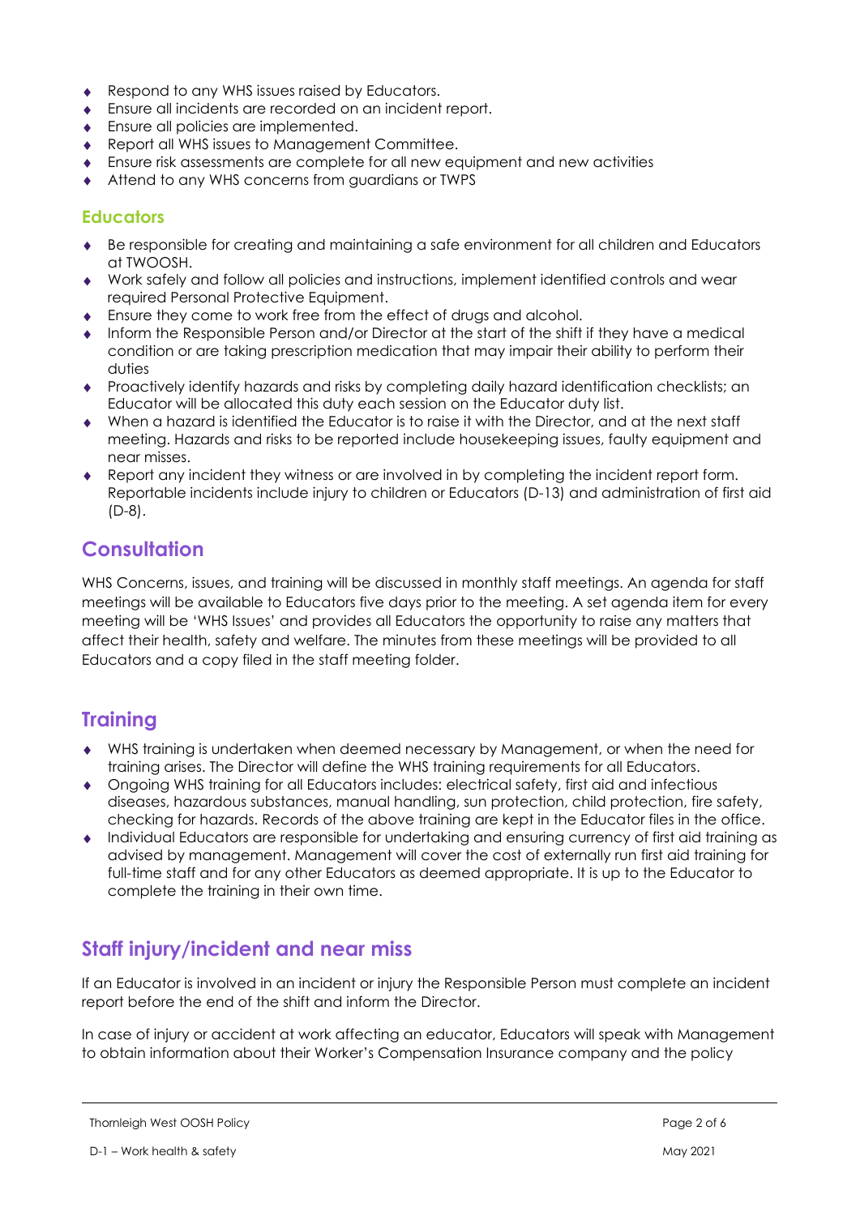- Respond to any WHS issues raised by Educators.
- Ensure all incidents are recorded on an incident report.
- Ensure all policies are implemented.
- Report all WHS issues to Management Committee.
- Ensure risk assessments are complete for all new equipment and new activities
- Attend to any WHS concerns from guardians or TWPS

### Educators

- Be responsible for creating and maintaining a safe environment for all children and Educators at TWOOSH.
- Work safely and follow all policies and instructions, implement identified controls and wear required Personal Protective Equipment.
- Ensure they come to work free from the effect of drugs and alcohol.
- Inform the Responsible Person and/or Director at the start of the shift if they have a medical condition or are taking prescription medication that may impair their ability to perform their duties
- Proactively identify hazards and risks by completing daily hazard identification checklists; an Educator will be allocated this duty each session on the Educator duty list.
- When a hazard is identified the Educator is to raise it with the Director, and at the next staff meeting. Hazards and risks to be reported include housekeeping issues, faulty equipment and near misses.
- Report any incident they witness or are involved in by completing the incident report form. Reportable incidents include injury to children or Educators (D-13) and administration of first aid (D-8).

## Consultation

WHS Concerns, issues, and training will be discussed in monthly staff meetings. An agenda for staff meetings will be available to Educators five days prior to the meeting. A set agenda item for every meeting will be 'WHS Issues' and provides all Educators the opportunity to raise any matters that affect their health, safety and welfare. The minutes from these meetings will be provided to all Educators and a copy filed in the staff meeting folder.

## Training

- WHS training is undertaken when deemed necessary by Management, or when the need for training arises. The Director will define the WHS training requirements for all Educators.
- Ongoing WHS training for all Educators includes: electrical safety, first aid and infectious diseases, hazardous substances, manual handling, sun protection, child protection, fire safety, checking for hazards. Records of the above training are kept in the Educator files in the office.
- Individual Educators are responsible for undertaking and ensuring currency of first aid training as advised by management. Management will cover the cost of externally run first aid training for full-time staff and for any other Educators as deemed appropriate. It is up to the Educator to complete the training in their own time.

## Staff injury/incident and near miss

If an Educator is involved in an incident or injury the Responsible Person must complete an incident report before the end of the shift and inform the Director.

In case of injury or accident at work affecting an educator, Educators will speak with Management to obtain information about their Worker's Compensation Insurance company and the policy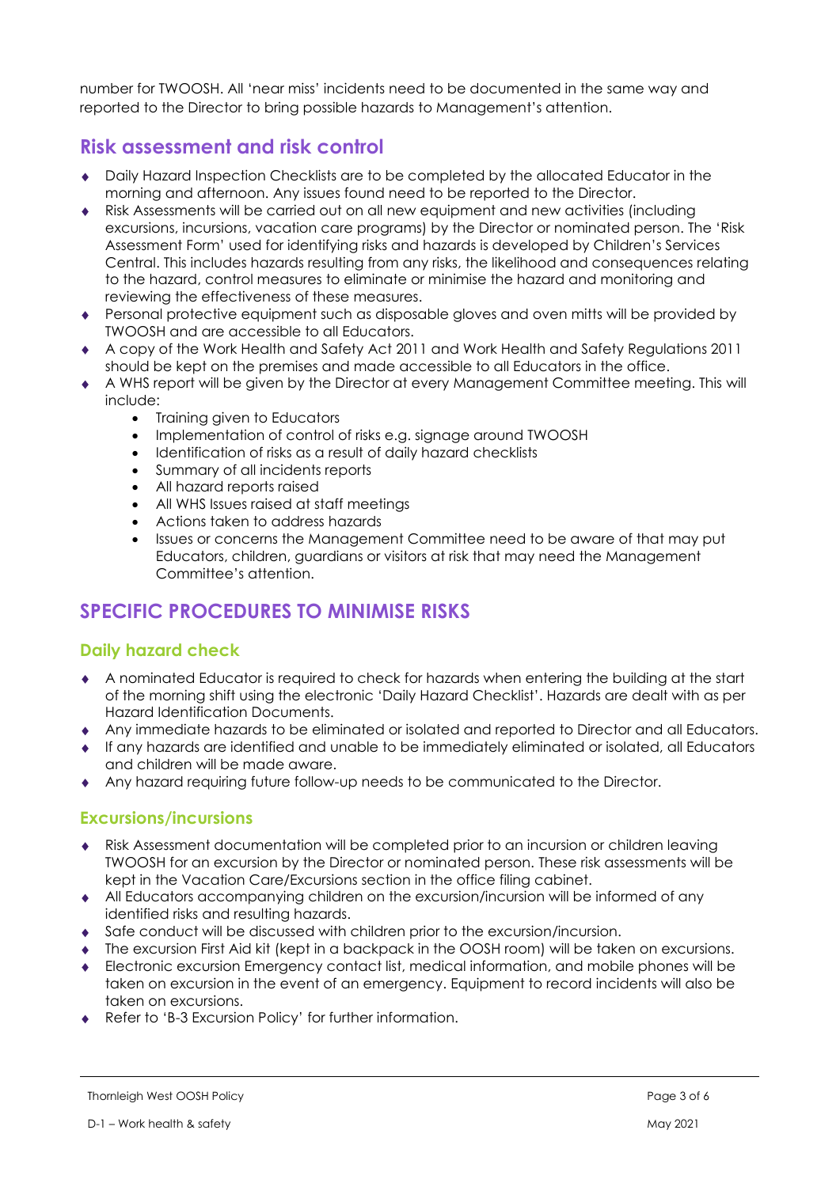number for TWOOSH. All 'near miss' incidents need to be documented in the same way and reported to the Director to bring possible hazards to Management's attention.

## Risk assessment and risk control

- Daily Hazard Inspection Checklists are to be completed by the allocated Educator in the morning and afternoon. Any issues found need to be reported to the Director.
- Risk Assessments will be carried out on all new equipment and new activities (including excursions, incursions, vacation care programs) by the Director or nominated person. The 'Risk Assessment Form' used for identifying risks and hazards is developed by Children's Services Central. This includes hazards resulting from any risks, the likelihood and consequences relating to the hazard, control measures to eliminate or minimise the hazard and monitoring and reviewing the effectiveness of these measures.
- Personal protective equipment such as disposable gloves and oven mitts will be provided by TWOOSH and are accessible to all Educators.
- A copy of the Work Health and Safety Act 2011 and Work Health and Safety Regulations 2011 should be kept on the premises and made accessible to all Educators in the office.
- A WHS report will be given by the Director at every Management Committee meeting. This will include:
  - Training given to Educators
  - Implementation of control of risks e.g. signage around TWOOSH
  - Identification of risks as a result of daily hazard checklists
  - Summary of all incidents reports
  - All hazard reports raised
  - All WHS Issues raised at staff meetings
  - Actions taken to address hazards
  - Issues or concerns the Management Committee need to be aware of that may put Educators, children, guardians or visitors at risk that may need the Management Committee's attention.

## SPECIFIC PROCEDURES TO MINIMISE RISKS

### Daily hazard check

- A nominated Educator is required to check for hazards when entering the building at the start of the morning shift using the electronic 'Daily Hazard Checklist'. Hazards are dealt with as per Hazard Identification Documents.
- Any immediate hazards to be eliminated or isolated and reported to Director and all Educators.
- If any hazards are identified and unable to be immediately eliminated or isolated, all Educators and children will be made aware.
- Any hazard requiring future follow-up needs to be communicated to the Director.

### Excursions/incursions

- Risk Assessment documentation will be completed prior to an incursion or children leaving TWOOSH for an excursion by the Director or nominated person. These risk assessments will be kept in the Vacation Care/Excursions section in the office filing cabinet.
- All Educators accompanying children on the excursion/incursion will be informed of any identified risks and resulting hazards.
- Safe conduct will be discussed with children prior to the excursion/incursion.
- The excursion First Aid kit (kept in a backpack in the OOSH room) will be taken on excursions.
- Electronic excursion Emergency contact list, medical information, and mobile phones will be taken on excursion in the event of an emergency. Equipment to record incidents will also be taken on excursions.
- Refer to 'B-3 Excursion Policy' for further information.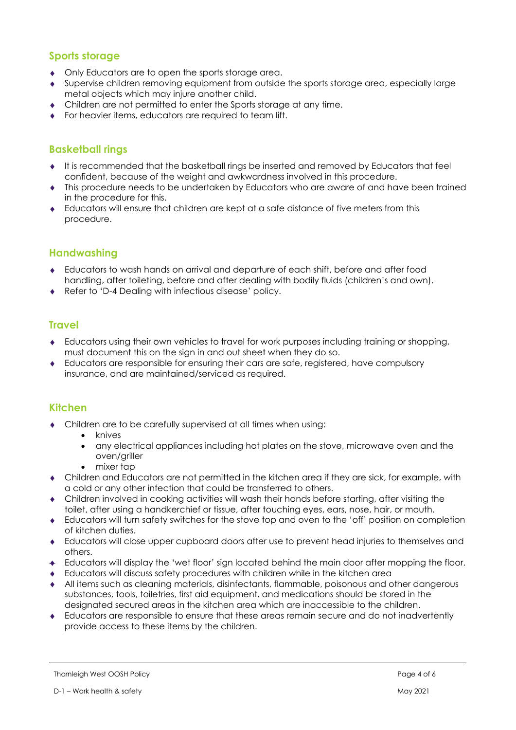## Sports storage

- Only Educators are to open the sports storage area.
- Supervise children removing equipment from outside the sports storage area, especially large metal objects which may injure another child.
- Children are not permitted to enter the Sports storage at any time.
- For heavier items, educators are required to team lift.

## Basketball rings

- It is recommended that the basketball rings be inserted and removed by Educators that feel confident, because of the weight and awkwardness involved in this procedure.
- This procedure needs to be undertaken by Educators who are aware of and have been trained in the procedure for this.
- Educators will ensure that children are kept at a safe distance of five meters from this procedure.

## Handwashing

- Educators to wash hands on arrival and departure of each shift, before and after food handling, after toileting, before and after dealing with bodily fluids (children's and own).
- Refer to 'D-4 Dealing with infectious disease' policy.

## Travel

- Educators using their own vehicles to travel for work purposes including training or shopping, must document this on the sign in and out sheet when they do so.
- Educators are responsible for ensuring their cars are safe, registered, have compulsory insurance, and are maintained/serviced as required.

## Kitchen

- Children are to be carefully supervised at all times when using:
  - knives
  - any electrical appliances including hot plates on the stove, microwave oven and the oven/griller
  - mixer tap
- Children and Educators are not permitted in the kitchen area if they are sick, for example, with a cold or any other infection that could be transferred to others.
- Children involved in cooking activities will wash their hands before starting, after visiting the toilet, after using a handkerchief or tissue, after touching eyes, ears, nose, hair, or mouth.
- Educators will turn safety switches for the stove top and oven to the 'off' position on completion of kitchen duties.
- Educators will close upper cupboard doors after use to prevent head injuries to themselves and others.
- Educators will display the 'wet floor' sign located behind the main door after mopping the floor.
- Educators will discuss safety procedures with children while in the kitchen area
- All items such as cleaning materials, disinfectants, flammable, poisonous and other dangerous substances, tools, toiletries, first aid equipment, and medications should be stored in the designated secured areas in the kitchen area which are inaccessible to the children.
- Educators are responsible to ensure that these areas remain secure and do not inadvertently provide access to these items by the children.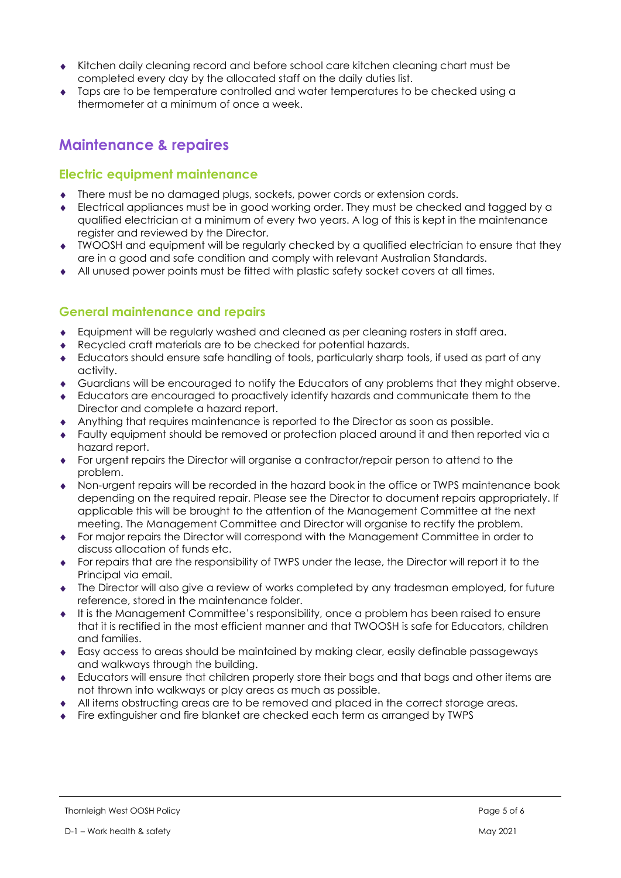- Kitchen daily cleaning record and before school care kitchen cleaning chart must be completed every day by the allocated staff on the daily duties list.
- Taps are to be temperature controlled and water temperatures to be checked using a thermometer at a minimum of once a week.

## Maintenance & repaires

### Electric equipment maintenance

- There must be no damaged plugs, sockets, power cords or extension cords.
- Electrical appliances must be in good working order. They must be checked and tagged by a qualified electrician at a minimum of every two years. A log of this is kept in the maintenance register and reviewed by the Director.
- TWOOSH and equipment will be regularly checked by a qualified electrician to ensure that they are in a good and safe condition and comply with relevant Australian Standards.
- All unused power points must be fitted with plastic safety socket covers at all times.

### General maintenance and repairs

- Equipment will be regularly washed and cleaned as per cleaning rosters in staff area.
- Recycled craft materials are to be checked for potential hazards.
- Educators should ensure safe handling of tools, particularly sharp tools, if used as part of any activity.
- Guardians will be encouraged to notify the Educators of any problems that they might observe.
- Educators are encouraged to proactively identify hazards and communicate them to the Director and complete a hazard report.
- Anything that requires maintenance is reported to the Director as soon as possible.
- Faulty equipment should be removed or protection placed around it and then reported via a hazard report.
- For urgent repairs the Director will organise a contractor/repair person to attend to the problem.
- Non-urgent repairs will be recorded in the hazard book in the office or TWPS maintenance book depending on the required repair. Please see the Director to document repairs appropriately. If applicable this will be brought to the attention of the Management Committee at the next meeting. The Management Committee and Director will organise to rectify the problem.
- For major repairs the Director will correspond with the Management Committee in order to discuss allocation of funds etc.
- For repairs that are the responsibility of TWPS under the lease, the Director will report it to the Principal via email.
- The Director will also give a review of works completed by any tradesman employed, for future reference, stored in the maintenance folder.
- It is the Management Committee's responsibility, once a problem has been raised to ensure that it is rectified in the most efficient manner and that TWOOSH is safe for Educators, children and families.
- Easy access to areas should be maintained by making clear, easily definable passageways and walkways through the building.
- Educators will ensure that children properly store their bags and that bags and other items are not thrown into walkways or play areas as much as possible.
- All items obstructing areas are to be removed and placed in the correct storage areas.
- Fire extinguisher and fire blanket are checked each term as arranged by TWPS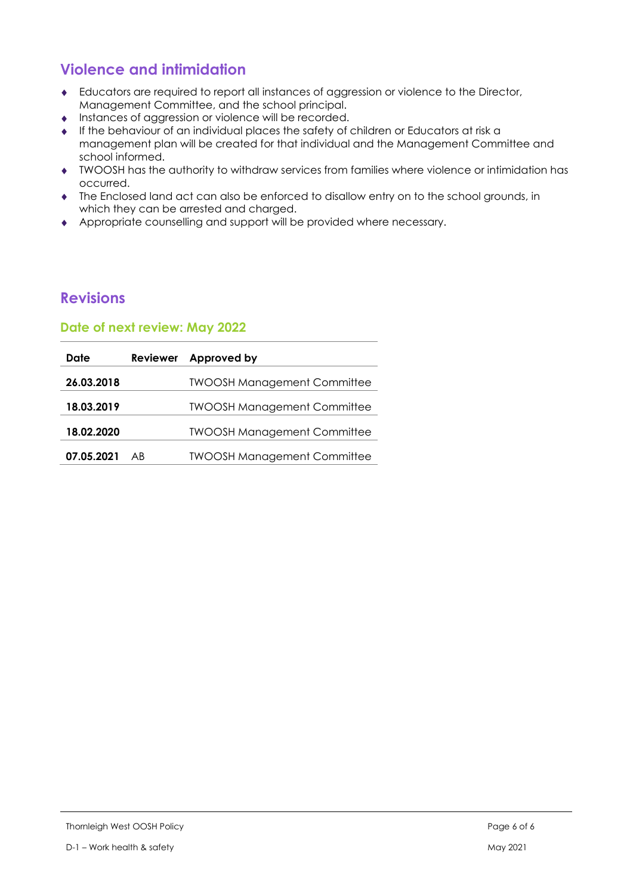## Violence and intimidation

- Educators are required to report all instances of aggression or violence to the Director, Management Committee, and the school principal.
- Instances of aggression or violence will be recorded.
- If the behaviour of an individual places the safety of children or Educators at risk a management plan will be created for that individual and the Management Committee and school informed.
- TWOOSH has the authority to withdraw services from families where violence or intimidation has occurred.
- The Enclosed land act can also be enforced to disallow entry on to the school grounds, in which they can be arrested and charged.
- Appropriate counselling and support will be provided where necessary.

## Revisions

### Date of next review: May 2022

| Date | Reviewer | Approved by |
| --- | --- | --- |
| **26.03.2018** | | TWOOSH Management Committee |
| **18.03.2019** | | TWOOSH Management Committee |
| **18.02.2020** | | TWOOSH Management Committee |
| **07.05.2021** | AB | TWOOSH Management Committee |